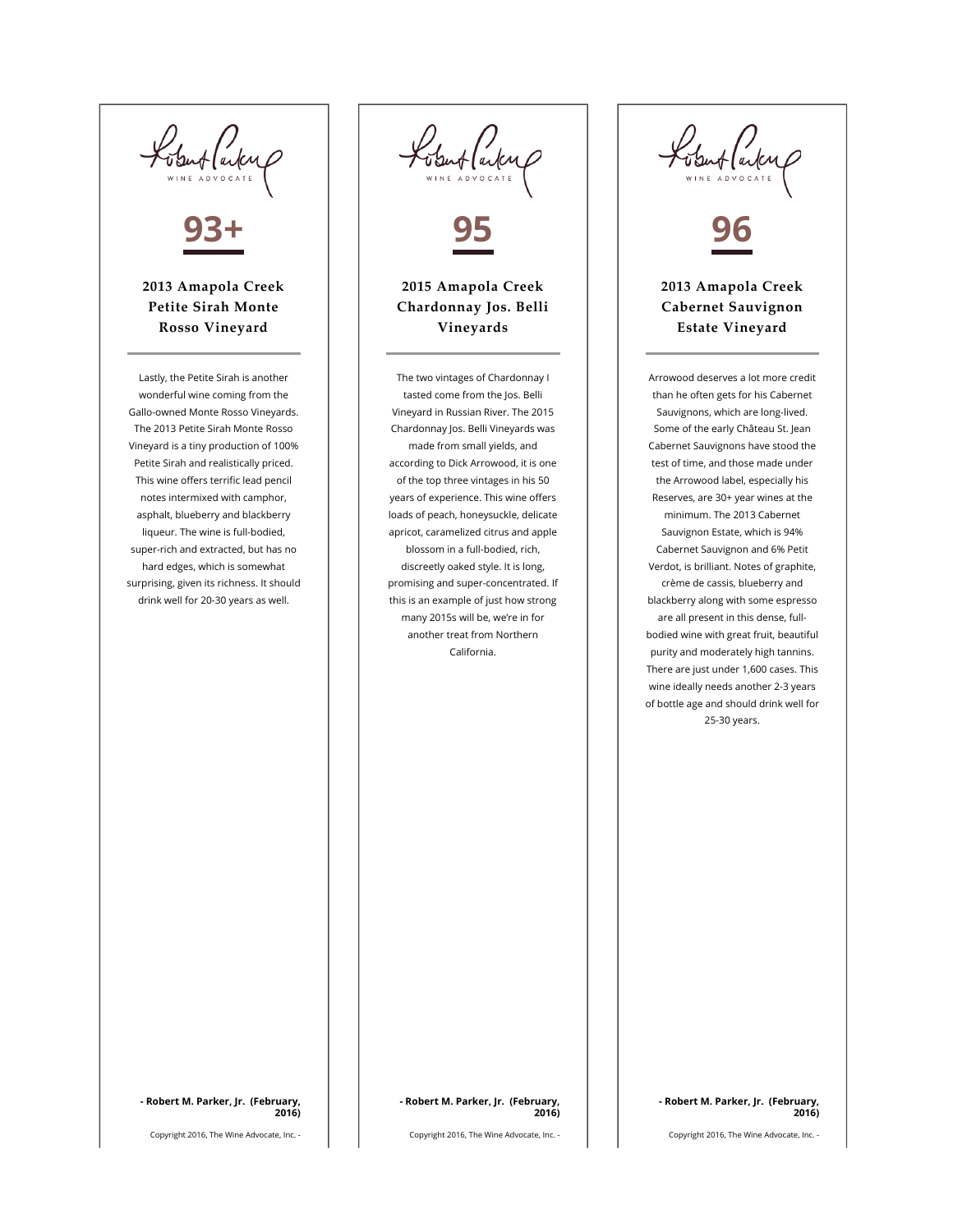Robert Parker WINE ADVOCATE

## 93+

### 2013 Amapola Creek Petite Sirah Monte Rosso Vineyard

Lastly, the Petite Sirah is another wonderful wine coming from the Gallo-owned Monte Rosso Vineyards. The 2013 Petite Sirah Monte Rosso Vineyard is a tiny production of 100% Petite Sirah and realistically priced. This wine offers terrific lead pencil notes intermixed with camphor, asphalt, blueberry and blackberry liqueur. The wine is full-bodied, super-rich and extracted, but has no hard edges, which is somewhat surprising, given its richness. It should drink well for 20-30 years as well.

**- Robert M. Parker, Jr. (February, 2016)**

Copyright 2016, The Wine Advocate, Inc. -

Robert Parker WINE ADVOCATE

## 95

### 2015 Amapola Creek Chardonnay Jos. Belli Vineyards

The two vintages of Chardonnay I tasted come from the Jos. Belli Vineyard in Russian River. The 2015 Chardonnay Jos. Belli Vineyards was made from small yields, and according to Dick Arrowood, it is one of the top three vintages in his 50 years of experience. This wine offers loads of peach, honeysuckle, delicate apricot, caramelized citrus and apple blossom in a full-bodied, rich, discreetly oaked style. It is long, promising and super-concentrated. If this is an example of just how strong many 2015s will be, we're in for another treat from Northern California.

**- Robert M. Parker, Jr. (February, 2016)**

Copyright 2016, The Wine Advocate, Inc. -

Robert Parker WINE ADVOCATE

## 96

### 2013 Amapola Creek Cabernet Sauvignon Estate Vineyard

Arrowood deserves a lot more credit than he often gets for his Cabernet Sauvignons, which are long-lived. Some of the early Château St. Jean Cabernet Sauvignons have stood the test of time, and those made under the Arrowood label, especially his Reserves, are 30+ year wines at the minimum. The 2013 Cabernet Sauvignon Estate, which is 94% Cabernet Sauvignon and 6% Petit Verdot, is brilliant. Notes of graphite, crème de cassis, blueberry and blackberry along with some espresso are all present in this dense, full-bodied wine with great fruit, beautiful purity and moderately high tannins. There are just under 1,600 cases. This wine ideally needs another 2-3 years of bottle age and should drink well for 25-30 years.

**- Robert M. Parker, Jr. (February, 2016)**

Copyright 2016, The Wine Advocate, Inc. -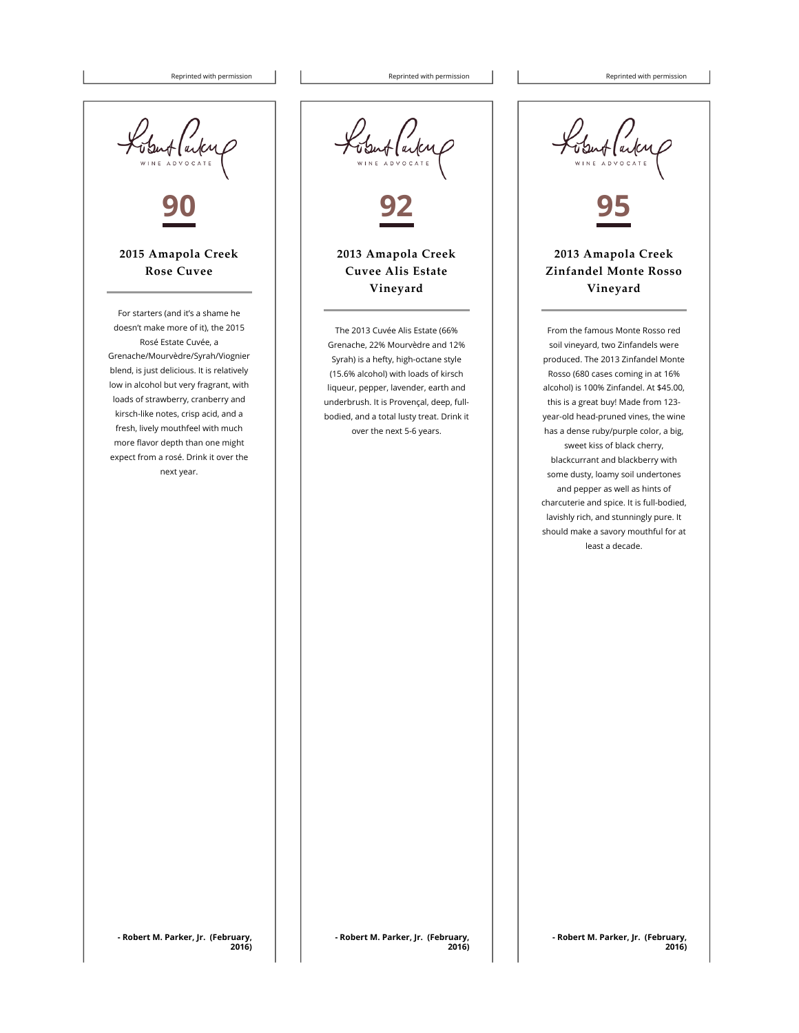Reprinted with permission

Robert Parker WINE ADVOCATE

# 90

## 2015 Amapola Creek Rose Cuvee

For starters (and it's a shame he doesn't make more of it), the 2015 Rosé Estate Cuvée, a Grenache/Mourvèdre/Syrah/Viognier blend, is just delicious. It is relatively low in alcohol but very fragrant, with loads of strawberry, cranberry and kirsch-like notes, crisp acid, and a fresh, lively mouthfeel with much more flavor depth than one might expect from a rosé. Drink it over the next year.

**- Robert M. Parker, Jr. (February, 2016)**

---

Reprinted with permission

Robert Parker WINE ADVOCATE

# 92

## 2013 Amapola Creek Cuvee Alis Estate Vineyard

The 2013 Cuvée Alis Estate (66% Grenache, 22% Mourvèdre and 12% Syrah) is a hefty, high-octane style (15.6% alcohol) with loads of kirsch liqueur, pepper, lavender, earth and underbrush. It is Provençal, deep, full-bodied, and a total lusty treat. Drink it over the next 5-6 years.

**- Robert M. Parker, Jr. (February, 2016)**

---

Reprinted with permission

Robert Parker WINE ADVOCATE

# 95

## 2013 Amapola Creek Zinfandel Monte Rosso Vineyard

From the famous Monte Rosso red soil vineyard, two Zinfandels were produced. The 2013 Zinfandel Monte Rosso (680 cases coming in at 16% alcohol) is 100% Zinfandel. At $45.00, this is a great buy! Made from 123-year-old head-pruned vines, the wine has a dense ruby/purple color, a big, sweet kiss of black cherry, blackcurrant and blackberry with some dusty, loamy soil undertones and pepper as well as hints of charcuterie and spice. It is full-bodied, lavishly rich, and stunningly pure. It should make a savory mouthful for at least a decade.

**- Robert M. Parker, Jr. (February, 2016)**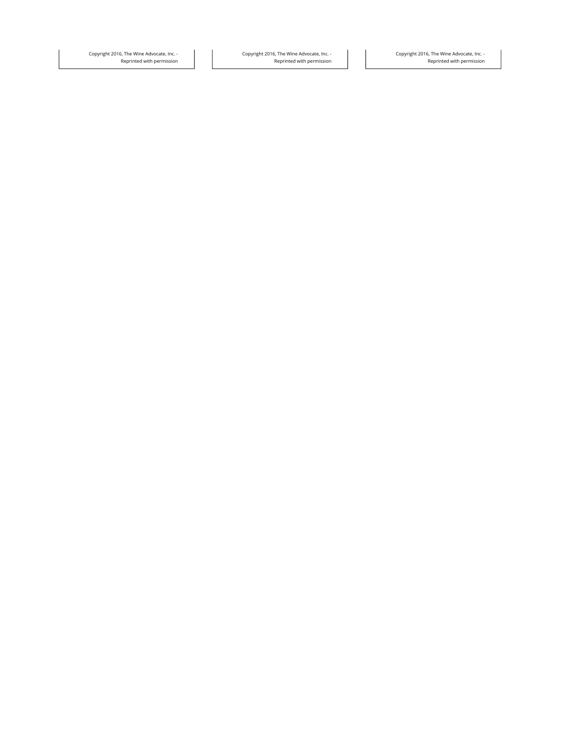Copyright 2016, The Wine Advocate, Inc. - Reprinted with permission

Copyright 2016, The Wine Advocate, Inc. - Reprinted with permission

Copyright 2016, The Wine Advocate, Inc. - Reprinted with permission